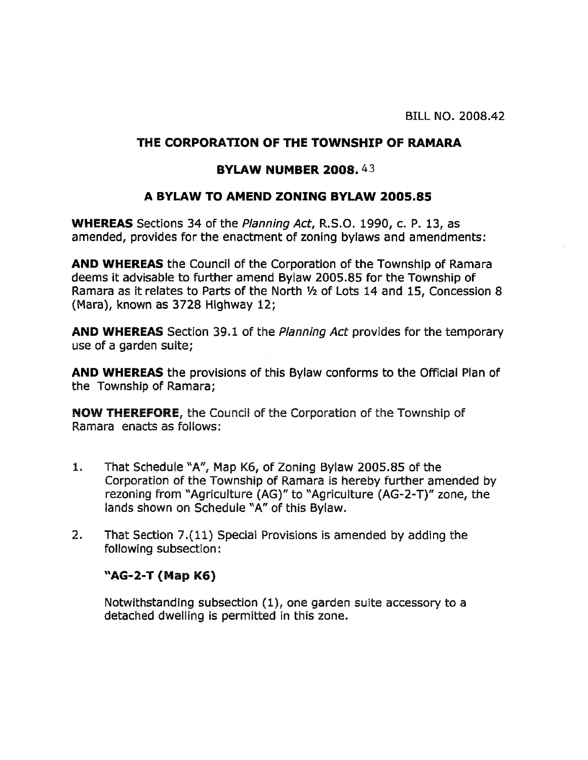BILL NO. 2008.42

# THE CORPORATION OF THE TOWNSHIP OF RAMARA

## BYLAW NUMBER 2008.43

## A BYLAW TO AMEND ZONING BYLAW 2005.85

**WHEREAS** Sections 34 of the *Planning Act*, R.S.O. 1990, c. P. 13, as amended, provides for the enactment of zoning bylaws and amendments:

**AND WHEREAS** the Council of the Corporation of the Township of Ramara deems it advisable to further amend Bylaw 2005.85 for the Township of Ramara as it relates to Parts of the North ½ of Lots 14 and 15, Concession 8 (Mara), known as 3728 Highway 12;

**AND WHEREAS** Section 39.1 of the *Planning Act* provides for the temporary use of a garden suite;

**AND WHEREAS** the provisions of this Bylaw conforms to the Official Plan of the Township of Ramara;

**NOW THEREFORE**, the Council of the Corporation of the Township of Ramara enacts as follows:

1. That Schedule "A", Map K6, of Zoning Bylaw 2005.85 of the Corporation of the Township of Ramara is hereby further amended by rezoning from "Agriculture (AG)" to "Agriculture (AG-2-T)" zone, the lands shown on Schedule "A" of this Bylaw.

2. That Section 7.(11) Special Provisions is amended by adding the following subsection:

   **"AG-2-T (Map K6)**

   Notwithstanding subsection (1), one garden suite accessory to a detached dwelling is permitted in this zone.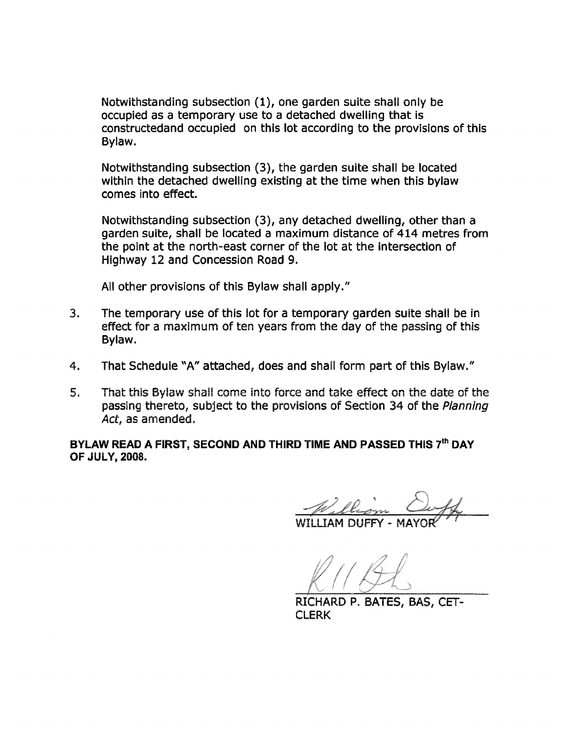Notwithstanding subsection (1), one garden suite shall only be occupied as a temporary use to a detached dwelling that is constructedand occupied on this lot according to the provisions of this Bylaw.

Notwithstanding subsection (3), the garden suite shall be located within the detached dwelling existing at the time when this bylaw comes into effect.

Notwithstanding subsection (3), any detached dwelling, other than a garden suite, shall be located a maximum distance of 414 metres from the point at the north-east corner of the lot at the intersection of Highway 12 and Concession Road 9.

All other provisions of this Bylaw shall apply."

3. The temporary use of this lot for a temporary garden suite shall be in effect for a maximum of ten years from the day of the passing of this Bylaw.

4. That Schedule "A" attached, does and shall form part of this Bylaw."

5. That this Bylaw shall come into force and take effect on the date of the passing thereto, subject to the provisions of Section 34 of the *Planning Act*, as amended.

**BYLAW READ A FIRST, SECOND AND THIRD TIME AND PASSED THIS 7th DAY OF JULY, 2008.**

WILLIAM DUFFY - MAYOR

RICHARD P. BATES, BAS, CET-CLERK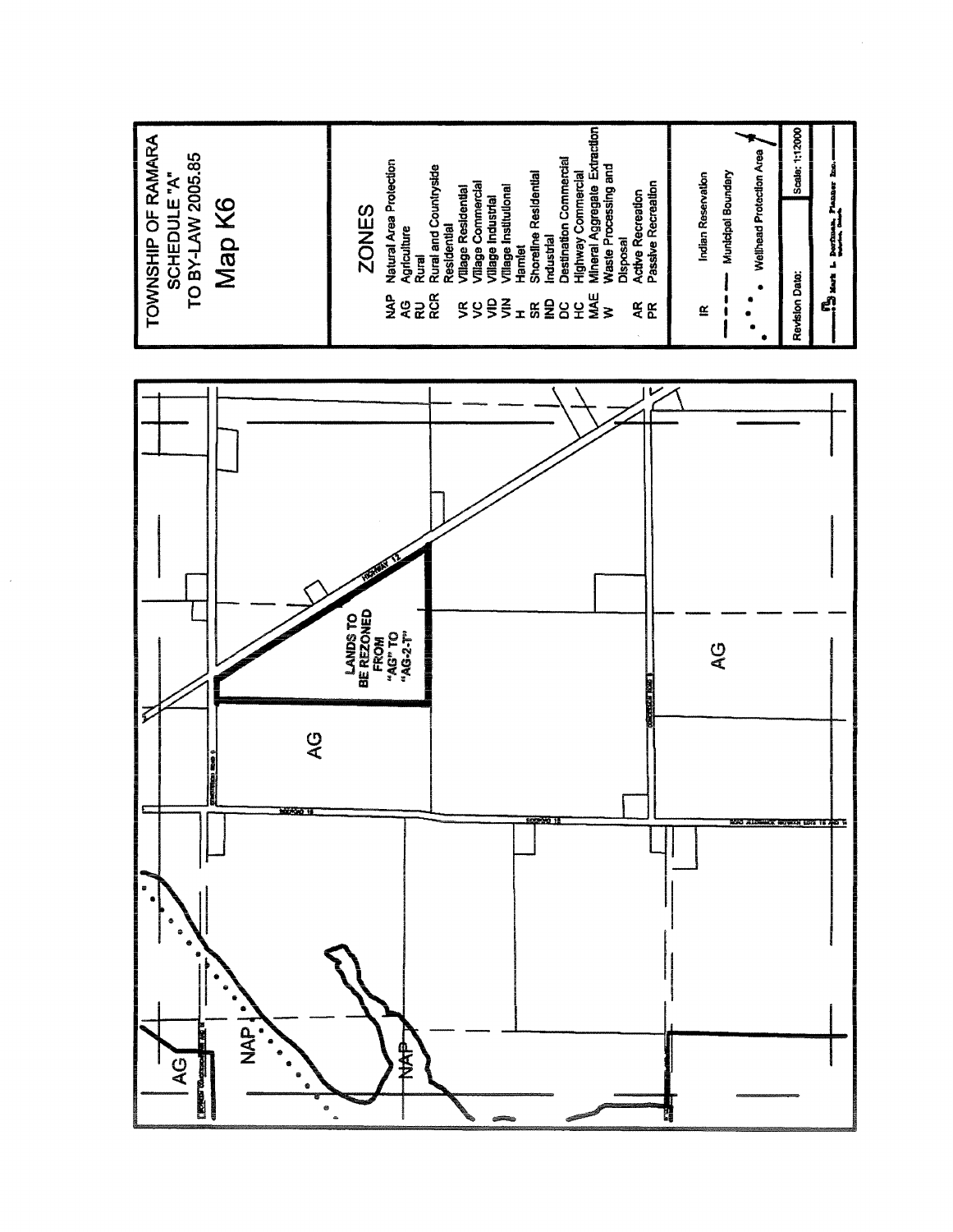TOWNSHIP OF RAMARA
SCHEDULE "A"
TO BY-LAW 2005.85

# Map K6

## ZONES

- NAP Natural Area Protection
- AG Agriculture
- RU Rural
- RCR Rural and Countryside Residential
- VR Village Residential
- VC Village Commercial
- VID Village Industrial
- VIN Village Institutional
- H Hamlet
- SR Shoreline Residential
- IND Industrial
- DC Destination Commercial
- HC Highway Commercial
- MAE Mineral Aggregate Extraction
- W Waste Processing and Disposal
- AR Active Recreation
- PR Passive Recreation

- IR Indian Reservation
- Municipal Boundary
- Wellhead Protection Area

Revision Date:

Scale: 1:12000

Mark L. Dorfman, Planner Inc.

LANDS TO BE REZONED FROM "AG" TO "AG-2-T"

AG

NAP

HIGHWAY 12